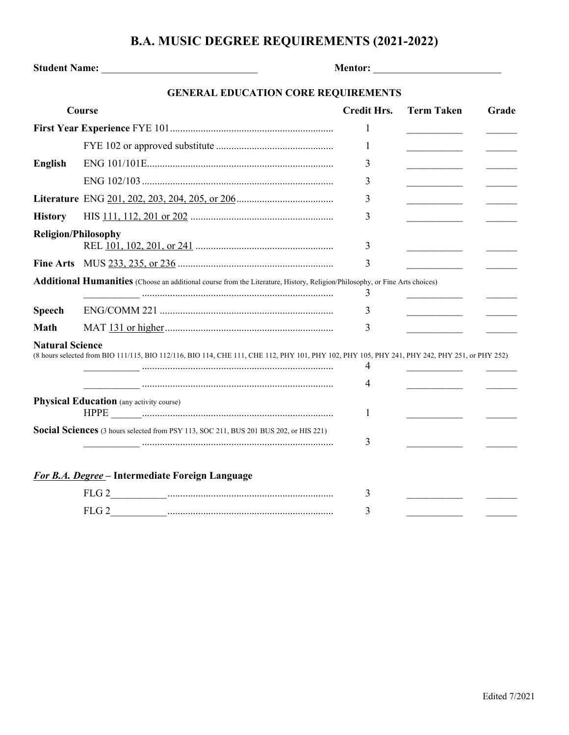# B.A. MUSIC DEGREE REQUIREMENTS (2021-2022)

**Student Name:** ______________________________ **Mentor:** _________________________

## GENERAL EDUCATION CORE REQUIREMENTS

| Course | | Credit Hrs. | Term Taken | Grade |
|---|---|---|---|---|
| **First Year Experience** | FYE 101 | 1 | ___________ | ______ |
| | FYE 102 or approved substitute | 1 | ___________ | ______ |
| **English** | ENG 101/101E | 3 | ___________ | ______ |
| | ENG 102/103 | 3 | ___________ | ______ |
| **Literature** | ENG 201, 202, 203, 204, 205, or 206 | 3 | ___________ | ______ |
| **History** | HIS 111, 112, 201 or 202 | 3 | ___________ | ______ |
| **Religion/Philosophy** | REL 101, 102, 201, or 241 | 3 | ___________ | ______ |
| **Fine Arts** | MUS 233, 235, or 236 | 3 | ___________ | ______ |
| **Additional Humanities** (Choose an additional course from the Literature, History, Religion/Philosophy, or Fine Arts choices) | ___________ | 3 | ___________ | ______ |
| **Speech** | ENG/COMM 221 | 3 | ___________ | ______ |
| **Math** | MAT 131 or higher | 3 | ___________ | ______ |
| **Natural Science** (8 hours selected from BIO 111/115, BIO 112/116, BIO 114, CHE 111, CHE 112, PHY 101, PHY 102, PHY 105, PHY 241, PHY 242, PHY 251, or PHY 252) | ___________ | 4 | ___________ | ______ |
| | ___________ | 4 | ___________ | ______ |
| **Physical Education** (any activity course) | HPPE ______ | 1 | ___________ | ______ |
| **Social Sciences** (3 hours selected from PSY 113, SOC 211, BUS 201 BUS 202, or HIS 221) | ___________ | 3 | ___________ | ______ |

### *For B.A. Degree* – Intermediate Foreign Language

| Course | Credit Hrs. | Term Taken | Grade |
|---|---|---|---|
| FLG 2___________ | 3 | ___________ | ______ |
| FLG 2___________ | 3 | ___________ | ______ |

Edited 7/2021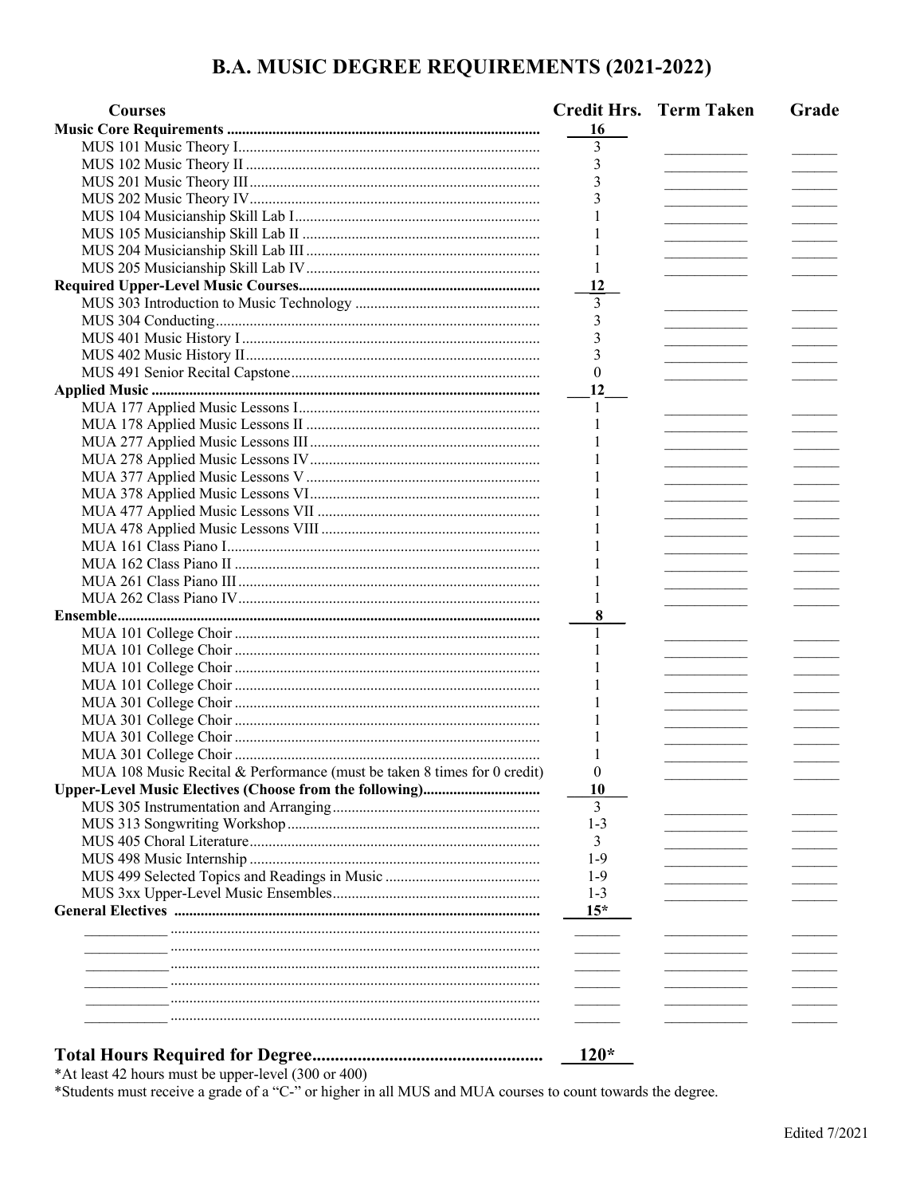# B.A. MUSIC DEGREE REQUIREMENTS (2021-2022)

| Courses | Credit Hrs. | Term Taken | Grade |
|---|---|---|---|
| **Music Core Requirements** | **16** | | |
| MUS 101 Music Theory I | 3 | | |
| MUS 102 Music Theory II | 3 | | |
| MUS 201 Music Theory III | 3 | | |
| MUS 202 Music Theory IV | 3 | | |
| MUS 104 Musicianship Skill Lab I | 1 | | |
| MUS 105 Musicianship Skill Lab II | 1 | | |
| MUS 204 Musicianship Skill Lab III | 1 | | |
| MUS 205 Musicianship Skill Lab IV | 1 | | |
| **Required Upper-Level Music Courses** | **12** | | |
| MUS 303 Introduction to Music Technology | 3 | | |
| MUS 304 Conducting | 3 | | |
| MUS 401 Music History I | 3 | | |
| MUS 402 Music History II | 3 | | |
| MUS 491 Senior Recital Capstone | 0 | | |
| **Applied Music** | **12** | | |
| MUA 177 Applied Music Lessons I | 1 | | |
| MUA 178 Applied Music Lessons II | 1 | | |
| MUA 277 Applied Music Lessons III | 1 | | |
| MUA 278 Applied Music Lessons IV | 1 | | |
| MUA 377 Applied Music Lessons V | 1 | | |
| MUA 378 Applied Music Lessons VI | 1 | | |
| MUA 477 Applied Music Lessons VII | 1 | | |
| MUA 478 Applied Music Lessons VIII | 1 | | |
| MUA 161 Class Piano I | 1 | | |
| MUA 162 Class Piano II | 1 | | |
| MUA 261 Class Piano III | 1 | | |
| MUA 262 Class Piano IV | 1 | | |
| **Ensemble** | **8** | | |
| MUA 101 College Choir | 1 | | |
| MUA 101 College Choir | 1 | | |
| MUA 101 College Choir | 1 | | |
| MUA 101 College Choir | 1 | | |
| MUA 301 College Choir | 1 | | |
| MUA 301 College Choir | 1 | | |
| MUA 301 College Choir | 1 | | |
| MUA 301 College Choir | 1 | | |
| MUA 108 Music Recital & Performance (must be taken 8 times for 0 credit) | 0 | | |
| **Upper-Level Music Electives (Choose from the following)** | **10** | | |
| MUS 305 Instrumentation and Arranging | 3 | | |
| MUS 313 Songwriting Workshop | 1-3 | | |
| MUS 405 Choral Literature | 3 | | |
| MUS 498 Music Internship | 1-9 | | |
| MUS 499 Selected Topics and Readings in Music | 1-9 | | |
| MUS 3xx Upper-Level Music Ensembles | 1-3 | | |
| **General Electives** | **15*** | | |
| | | | |
| | | | |
| | | | |
| | | | |
| | | | |
| | | | |
| **Total Hours Required for Degree** | **120*** | | |

*At least 42 hours must be upper-level (300 or 400)

*Students must receive a grade of a "C-" or higher in all MUS and MUA courses to count towards the degree.

Edited 7/2021